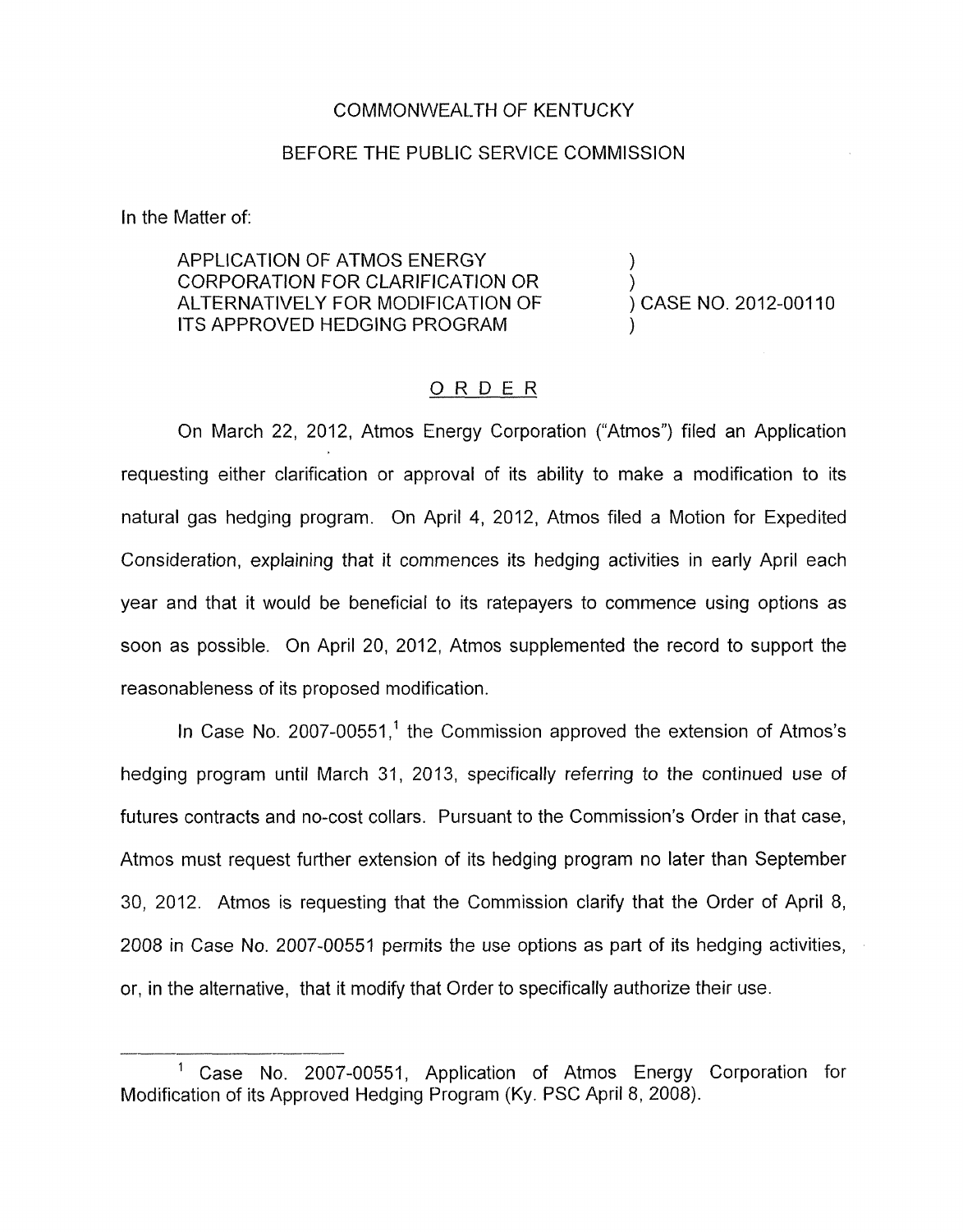COMMONWEALTH OF KENTUCKY

BEFORE THE PUBLIC SERVICE COMMISSION

In the Matter of:

| | |
|---|---|
| APPLICATION OF ATMOS ENERGY CORPORATION FOR CLARIFICATION OR ALTERNATIVELY FOR MODIFICATION OF ITS APPROVED HEDGING PROGRAM | ) CASE NO. 2012-00110 |

## ORDER

On March 22, 2012, Atmos Energy Corporation ("Atmos") filed an Application requesting either clarification or approval of its ability to make a modification to its natural gas hedging program. On April 4, 2012, Atmos filed a Motion for Expedited Consideration, explaining that it commences its hedging activities in early April each year and that it would be beneficial to its ratepayers to commence using options as soon as possible. On April 20, 2012, Atmos supplemented the record to support the reasonableness of its proposed modification.

In Case No. 2007-00551,[1] the Commission approved the extension of Atmos's hedging program until March 31, 2013, specifically referring to the continued use of futures contracts and no-cost collars. Pursuant to the Commission's Order in that case, Atmos must request further extension of its hedging program no later than September 30, 2012. Atmos is requesting that the Commission clarify that the Order of April 8, 2008 in Case No. 2007-00551 permits the use options as part of its hedging activities, or, in the alternative, that it modify that Order to specifically authorize their use.

---

[1] Case No. 2007-00551, Application of Atmos Energy Corporation for Modification of its Approved Hedging Program (Ky. PSC April 8, 2008).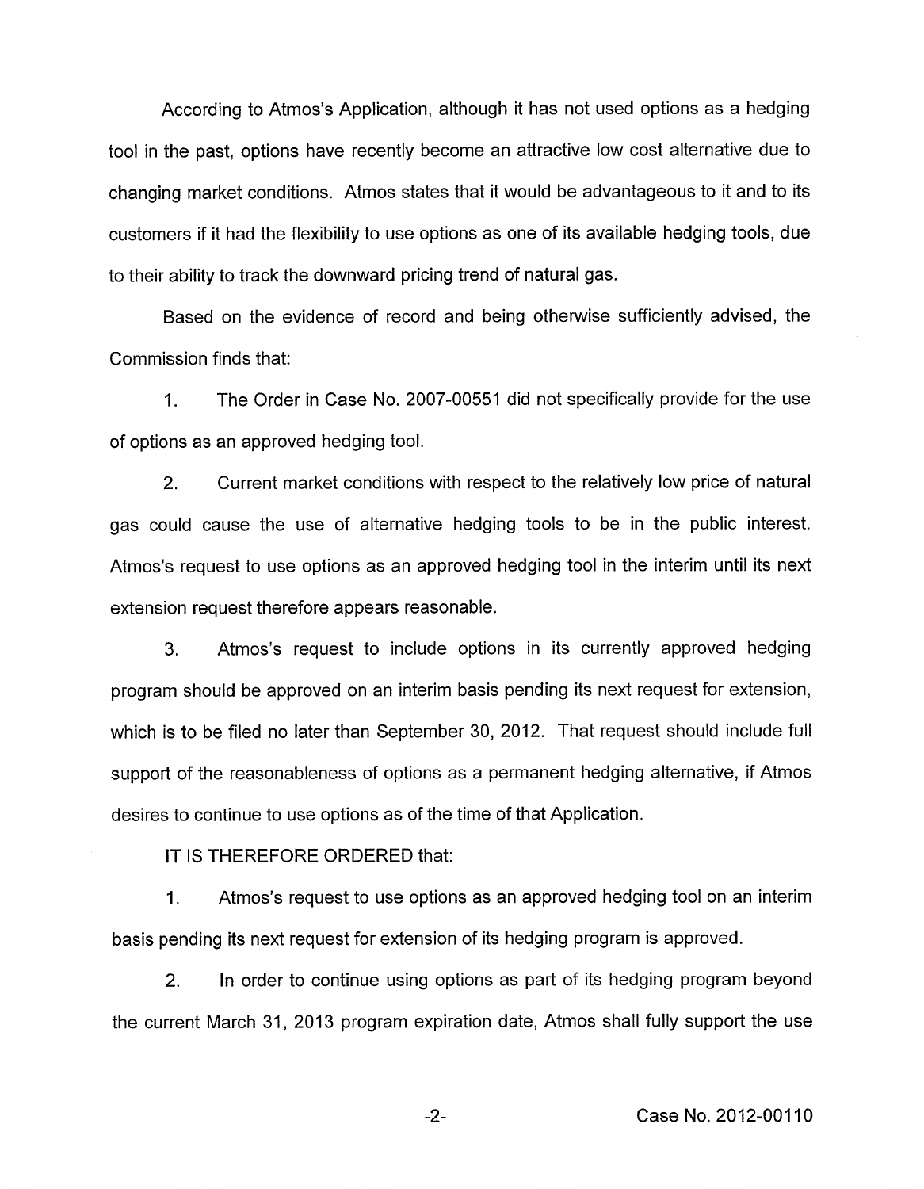According to Atmos's Application, although it has not used options as a hedging tool in the past, options have recently become an attractive low cost alternative due to changing market conditions. Atmos states that it would be advantageous to it and to its customers if it had the flexibility to use options as one of its available hedging tools, due to their ability to track the downward pricing trend of natural gas.

Based on the evidence of record and being otherwise sufficiently advised, the Commission finds that:

1. The Order in Case No. 2007-00551 did not specifically provide for the use of options as an approved hedging tool.

2. Current market conditions with respect to the relatively low price of natural gas could cause the use of alternative hedging tools to be in the public interest. Atmos's request to use options as an approved hedging tool in the interim until its next extension request therefore appears reasonable.

3. Atmos's request to include options in its currently approved hedging program should be approved on an interim basis pending its next request for extension, which is to be filed no later than September 30, 2012. That request should include full support of the reasonableness of options as a permanent hedging alternative, if Atmos desires to continue to use options as of the time of that Application.

IT IS THEREFORE ORDERED that:

1. Atmos's request to use options as an approved hedging tool on an interim basis pending its next request for extension of its hedging program is approved.

2. In order to continue using options as part of its hedging program beyond the current March 31, 2013 program expiration date, Atmos shall fully support the use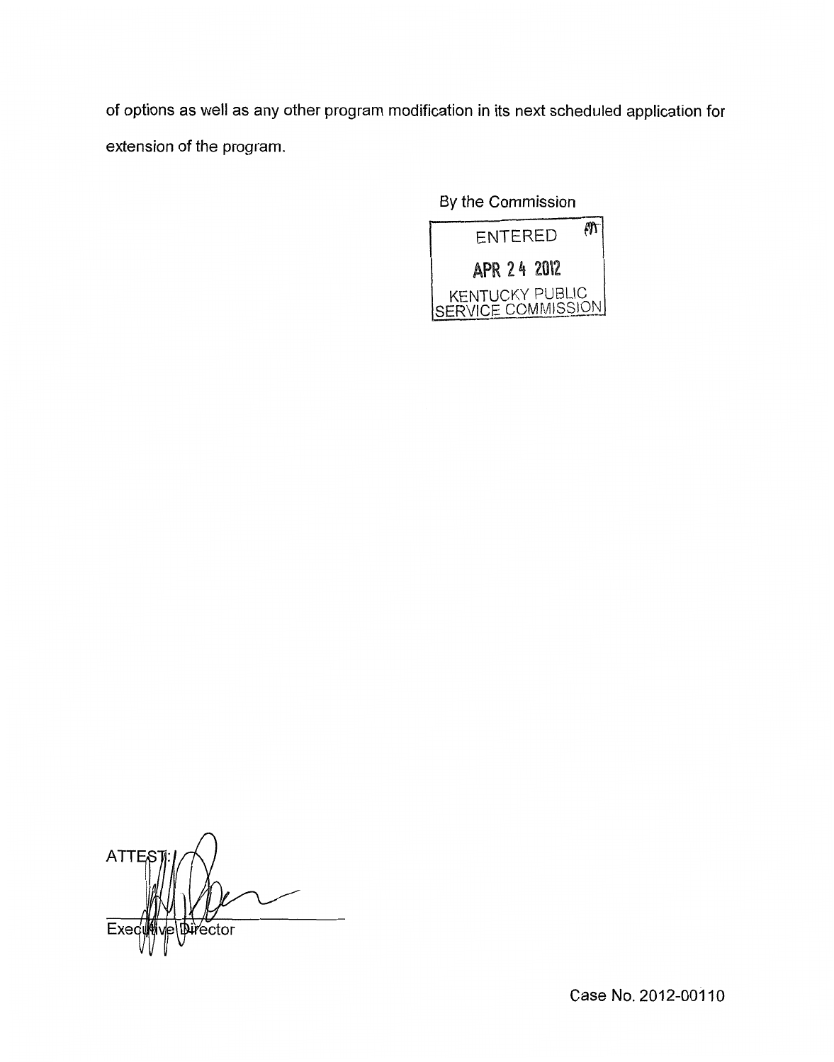of options as well as any other program modification in its next scheduled application for extension of the program.

By the Commission

ENTERED

APR 24 2012

KENTUCKY PUBLIC SERVICE COMMISSION

ATTEST:

Executive Director

Case No. 2012-00110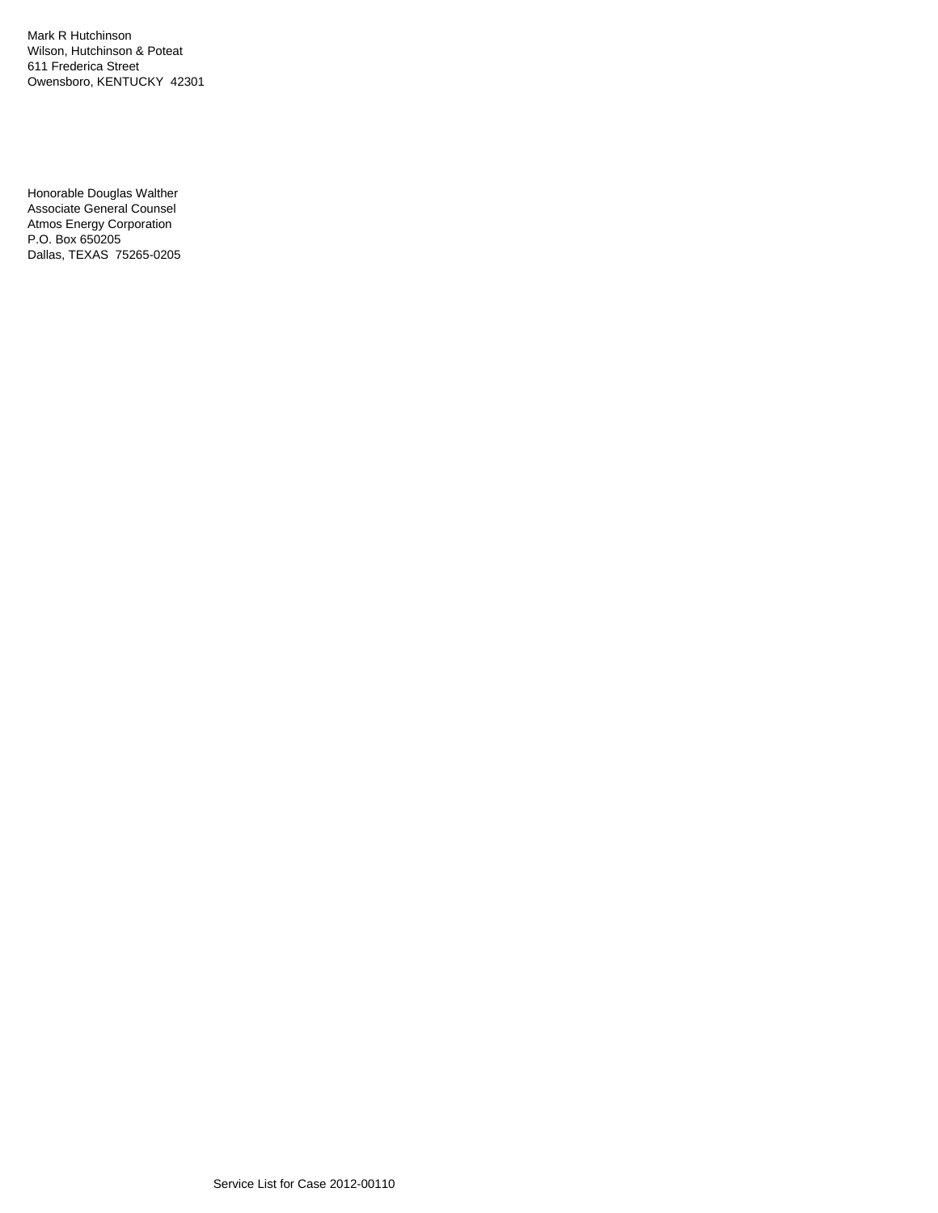Mark R Hutchinson
Wilson, Hutchinson & Poteat
611 Frederica Street
Owensboro, KENTUCKY  42301

Honorable Douglas Walther
Associate General Counsel
Atmos Energy Corporation
P.O. Box 650205
Dallas, TEXAS  75265-0205